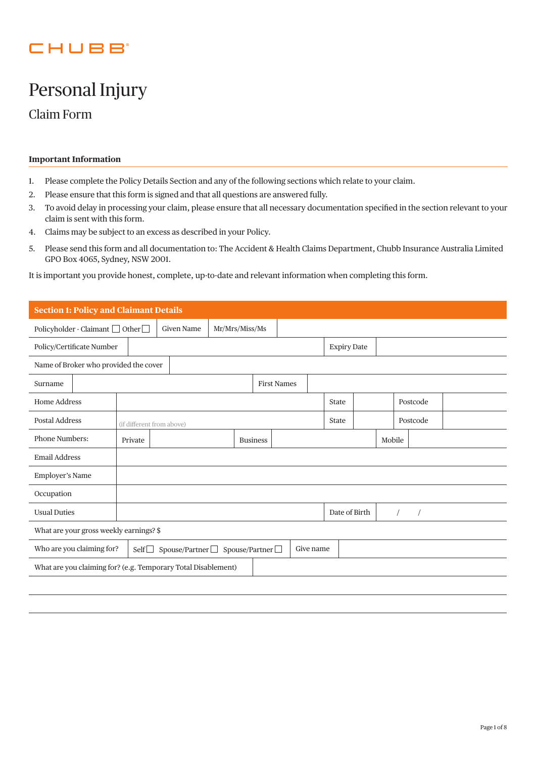CHUBB

# Personal Injury

## Claim Form

### Important Information

1. Please complete the Policy Details Section and any of the following sections which relate to your claim.
2. Please ensure that this form is signed and that all questions are answered fully.
3. To avoid delay in processing your claim, please ensure that all necessary documentation specified in the section relevant to your claim is sent with this form.
4. Claims may be subject to an excess as described in your Policy.
5. Please send this form and all documentation to: The Accident & Health Claims Department, Chubb Insurance Australia Limited GPO Box 4065, Sydney, NSW 2001.

It is important you provide honest, complete, up-to-date and relevant information when completing this form.

### Section 1: Policy and Claimant Details

| | | | | | | |
|---|---|---|---|---|---|---|
| Policyholder - Claimant ☐ Other ☐ | Given Name | Mr/Mrs/Miss/Ms | | | | |
| Policy/Certificate Number | | | Expiry Date | | | |
| Name of Broker who provided the cover | | | | | | |
| Surname | | First Names | | | | |
| Home Address | | | State | | Postcode | |
| Postal Address | (if different from above) | | State | | Postcode | |
| Phone Numbers: | Private | | Business | | Mobile | |
| Email Address | | | | | | |
| Employer's Name | | | | | | |
| Occupation | | | | | | |
| Usual Duties | | | Date of Birth | / / | | |
| What are your gross weekly earnings? $ | | | | | | |
| Who are you claiming for? | Self ☐ Spouse/Partner ☐ Spouse/Partner ☐ | Give name | | | | |
| What are you claiming for? (e.g. Temporary Total Disablement) | | | | | | |
| | | | | | | |
| | | | | | | |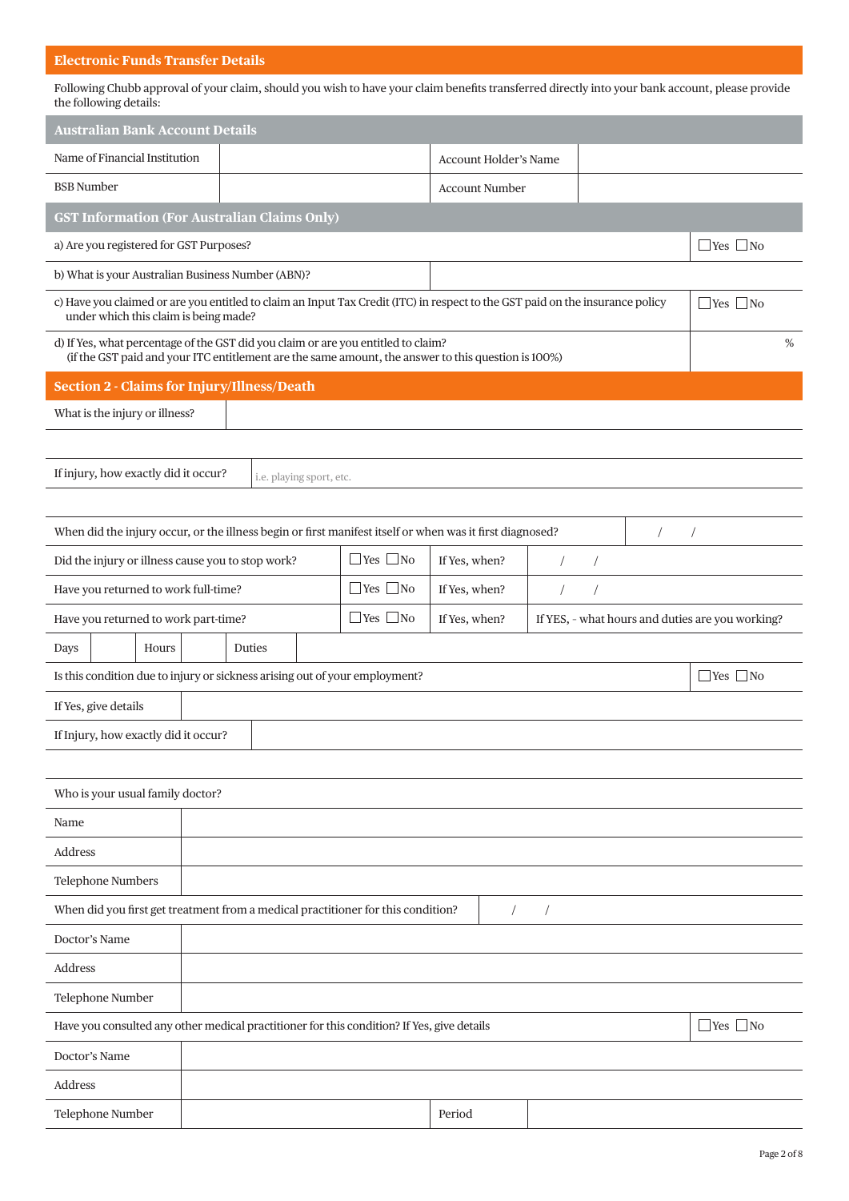## Electronic Funds Transfer Details

Following Chubb approval of your claim, should you wish to have your claim benefits transferred directly into your bank account, please provide the following details:

### Australian Bank Account Details

| | | | |
|---|---|---|---|
| Name of Financial Institution | | Account Holder's Name | |
| BSB Number | | Account Number | |

### GST Information (For Australian Claims Only)

| | |
|---|---|
| a) Are you registered for GST Purposes? | ☐Yes ☐No |
| b) What is your Australian Business Number (ABN)? | |
| c) Have you claimed or are you entitled to claim an Input Tax Credit (ITC) in respect to the GST paid on the insurance policy under which this claim is being made? | ☐Yes ☐No |
| d) If Yes, what percentage of the GST did you claim or are you entitled to claim? (if the GST paid and your ITC entitlement are the same amount, the answer to this question is 100%) | % |

## Section 2 - Claims for Injury/Illness/Death

| | |
|---|---|
| What is the injury or illness? | |
| If injury, how exactly did it occur? | i.e. playing sport, etc. |
| When did the injury occur, or the illness begin or first manifest itself or when was it first diagnosed? | / / |

| | | | |
|---|---|---|---|
| Did the injury or illness cause you to stop work? | ☐Yes ☐No | If Yes, when? | / / |
| Have you returned to work full-time? | ☐Yes ☐No | If Yes, when? | / / |
| Have you returned to work part-time? | ☐Yes ☐No | If Yes, when? | If YES, - what hours and duties are you working? |

| | | | | | |
|---|---|---|---|---|---|
| Days | | Hours | | Duties | |

| | |
|---|---|
| Is this condition due to injury or sickness arising out of your employment? | ☐Yes ☐No |
| If Yes, give details | |
| If Injury, how exactly did it occur? | |

Who is your usual family doctor?

| | |
|---|---|
| Name | |
| Address | |
| Telephone Numbers | |

| | |
|---|---|
| When did you first get treatment from a medical practitioner for this condition? | / / |
| Doctor's Name | |
| Address | |
| Telephone Number | |

| | |
|---|---|
| Have you consulted any other medical practitioner for this condition? If Yes, give details | ☐Yes ☐No |
| Doctor's Name | |
| Address | |

| | | | |
|---|---|---|---|
| Telephone Number | | Period | |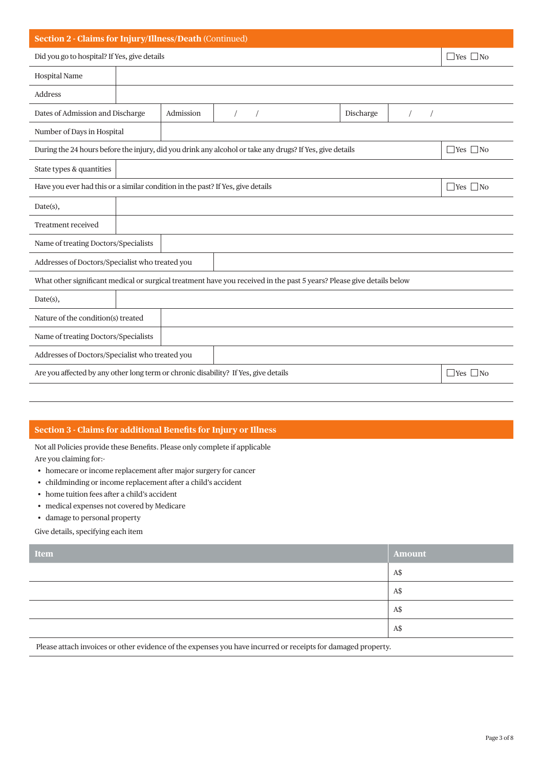## Section 2 - Claims for Injury/Illness/Death (Continued)

| Did you go to hospital? If Yes, give details | | | | | ☐Yes ☐No |
|---|---|---|---|---|---|
| Hospital Name | | | | | |
| Address | | | | | |
| Dates of Admission and Discharge | Admission | / / | Discharge | / / | |
| Number of Days in Hospital | | | | | |
| During the 24 hours before the injury, did you drink any alcohol or take any drugs? If Yes, give details | | | | | ☐Yes ☐No |
| State types & quantities | | | | | |
| Have you ever had this or a similar condition in the past? If Yes, give details | | | | | ☐Yes ☐No |
| Date(s), | | | | | |
| Treatment received | | | | | |
| Name of treating Doctors/Specialists | | | | | |
| Addresses of Doctors/Specialist who treated you | | | | | |
| What other significant medical or surgical treatment have you received in the past 5 years? Please give details below | | | | | |
| Date(s), | | | | | |
| Nature of the condition(s) treated | | | | | |
| Name of treating Doctors/Specialists | | | | | |
| Addresses of Doctors/Specialist who treated you | | | | | |
| Are you affected by any other long term or chronic disability? If Yes, give details | | | | | ☐Yes ☐No |
| | | | | | |

## Section 3 - Claims for additional Benefits for Injury or Illness

Not all Policies provide these Benefits. Please only complete if applicable

Are you claiming for:-

- homecare or income replacement after major surgery for cancer
- childminding or income replacement after a child's accident
- home tuition fees after a child's accident
- medical expenses not covered by Medicare
- damage to personal property

Give details, specifying each item

| Item | Amount |
|---|---|
| | A$ |
| | A$ |
| | A$ |
| | A$ |

Please attach invoices or other evidence of the expenses you have incurred or receipts for damaged property.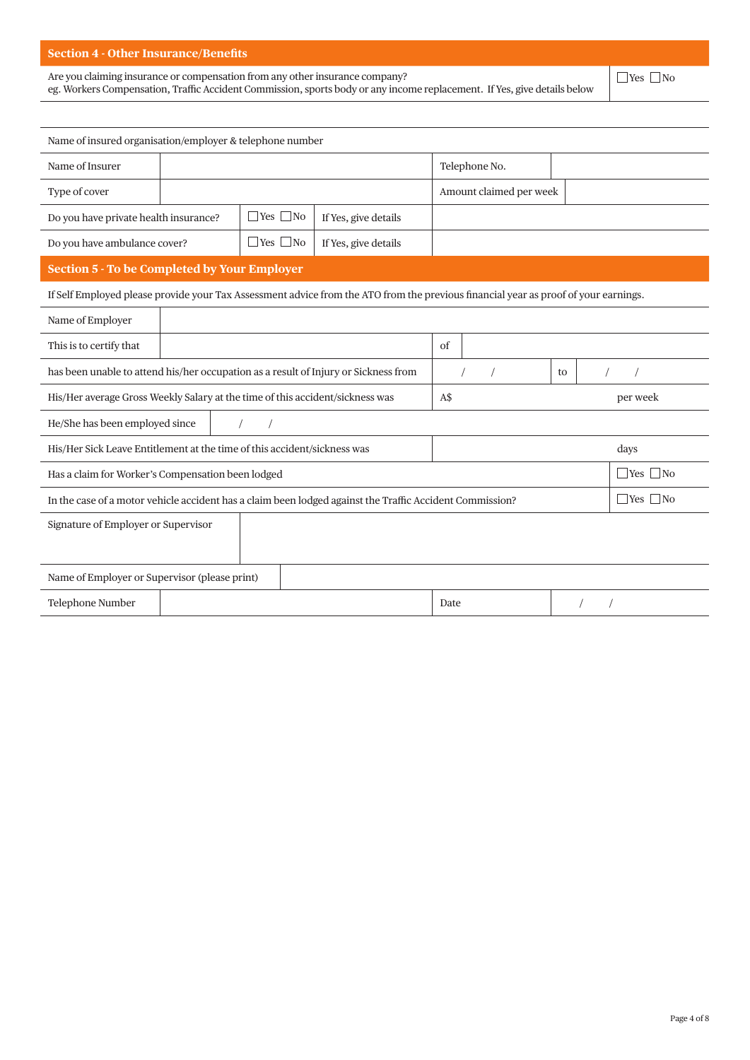## Section 4 - Other Insurance/Benefits

| Are you claiming insurance or compensation from any other insurance company? eg. Workers Compensation, Traffic Accident Commission, sports body or any income replacement. If Yes, give details below | ☐Yes ☐No |
|---|---|

Name of insured organisation/employer & telephone number

| | | | |
|---|---|---|---|
| Name of Insurer | | Telephone No. | |
| Type of cover | | Amount claimed per week | |
| Do you have private health insurance? | ☐Yes ☐No | If Yes, give details | |
| Do you have ambulance cover? | ☐Yes ☐No | If Yes, give details | |

## Section 5 - To be Completed by Your Employer

If Self Employed please provide your Tax Assessment advice from the ATO from the previous financial year as proof of your earnings.

| | | | |
|---|---|---|---|
| Name of Employer | | | |
| This is to certify that | | of | |
| has been unable to attend his/her occupation as a result of Injury or Sickness from | / / | to | / / |
| His/Her average Gross Weekly Salary at the time of this accident/sickness was | A$ | | per week |
| He/She has been employed since | / / | | |
| His/Her Sick Leave Entitlement at the time of this accident/sickness was | | | days |
| Has a claim for Worker's Compensation been lodged | | | ☐Yes ☐No |
| In the case of a motor vehicle accident has a claim been lodged against the Traffic Accident Commission? | | | ☐Yes ☐No |
| Signature of Employer or Supervisor | | | |
| Name of Employer or Supervisor (please print) | | | |
| Telephone Number | | Date | / / |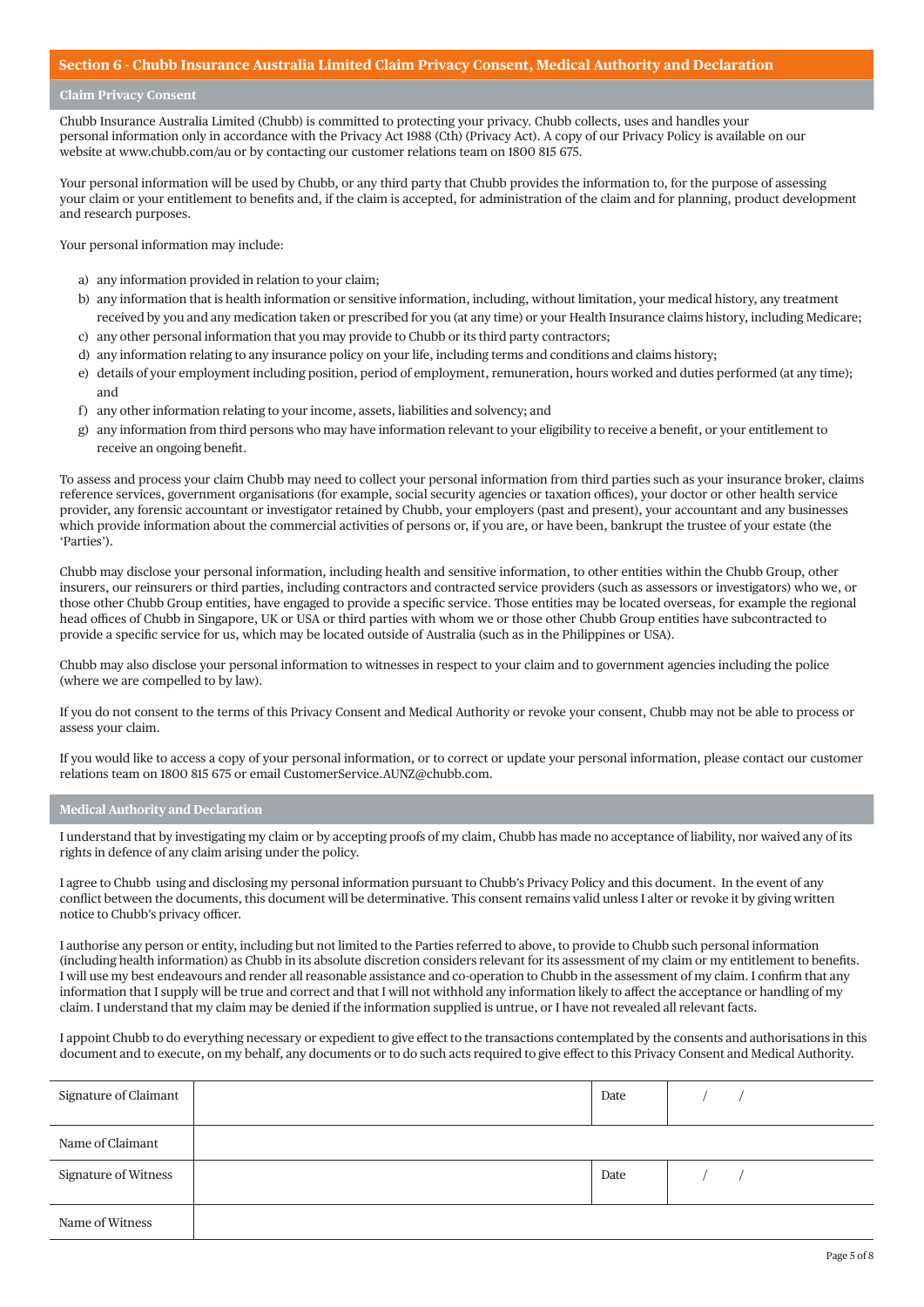## Section 6 - Chubb Insurance Australia Limited Claim Privacy Consent, Medical Authority and Declaration

### Claim Privacy Consent

Chubb Insurance Australia Limited (Chubb) is committed to protecting your privacy. Chubb collects, uses and handles your personal information only in accordance with the Privacy Act 1988 (Cth) (Privacy Act). A copy of our Privacy Policy is available on our website at www.chubb.com/au or by contacting our customer relations team on 1800 815 675.

Your personal information will be used by Chubb, or any third party that Chubb provides the information to, for the purpose of assessing your claim or your entitlement to benefits and, if the claim is accepted, for administration of the claim and for planning, product development and research purposes.

Your personal information may include:

a) any information provided in relation to your claim;
b) any information that is health information or sensitive information, including, without limitation, your medical history, any treatment received by you and any medication taken or prescribed for you (at any time) or your Health Insurance claims history, including Medicare;
c) any other personal information that you may provide to Chubb or its third party contractors;
d) any information relating to any insurance policy on your life, including terms and conditions and claims history;
e) details of your employment including position, period of employment, remuneration, hours worked and duties performed (at any time); and
f) any other information relating to your income, assets, liabilities and solvency; and
g) any information from third persons who may have information relevant to your eligibility to receive a benefit, or your entitlement to receive an ongoing benefit.

To assess and process your claim Chubb may need to collect your personal information from third parties such as your insurance broker, claims reference services, government organisations (for example, social security agencies or taxation offices), your doctor or other health service provider, any forensic accountant or investigator retained by Chubb, your employers (past and present), your accountant and any businesses which provide information about the commercial activities of persons or, if you are, or have been, bankrupt the trustee of your estate (the 'Parties').

Chubb may disclose your personal information, including health and sensitive information, to other entities within the Chubb Group, other insurers, our reinsurers or third parties, including contractors and contracted service providers (such as assessors or investigators) who we, or those other Chubb Group entities, have engaged to provide a specific service. Those entities may be located overseas, for example the regional head offices of Chubb in Singapore, UK or USA or third parties with whom we or those other Chubb Group entities have subcontracted to provide a specific service for us, which may be located outside of Australia (such as in the Philippines or USA).

Chubb may also disclose your personal information to witnesses in respect to your claim and to government agencies including the police (where we are compelled to by law).

If you do not consent to the terms of this Privacy Consent and Medical Authority or revoke your consent, Chubb may not be able to process or assess your claim.

If you would like to access a copy of your personal information, or to correct or update your personal information, please contact our customer relations team on 1800 815 675 or email CustomerService.AUNZ@chubb.com.

### Medical Authority and Declaration

I understand that by investigating my claim or by accepting proofs of my claim, Chubb has made no acceptance of liability, nor waived any of its rights in defence of any claim arising under the policy.

I agree to Chubb using and disclosing my personal information pursuant to Chubb's Privacy Policy and this document. In the event of any conflict between the documents, this document will be determinative. This consent remains valid unless I alter or revoke it by giving written notice to Chubb's privacy officer.

I authorise any person or entity, including but not limited to the Parties referred to above, to provide to Chubb such personal information (including health information) as Chubb in its absolute discretion considers relevant for its assessment of my claim or my entitlement to benefits. I will use my best endeavours and render all reasonable assistance and co-operation to Chubb in the assessment of my claim. I confirm that any information that I supply will be true and correct and that I will not withhold any information likely to affect the acceptance or handling of my claim. I understand that my claim may be denied if the information supplied is untrue, or I have not revealed all relevant facts.

I appoint Chubb to do everything necessary or expedient to give effect to the transactions contemplated by the consents and authorisations in this document and to execute, on my behalf, any documents or to do such acts required to give effect to this Privacy Consent and Medical Authority.

| Signature of Claimant | | Date | / / |
|---|---|---|---|
| Name of Claimant | | | |
| Signature of Witness | | Date | / / |
| Name of Witness | | | |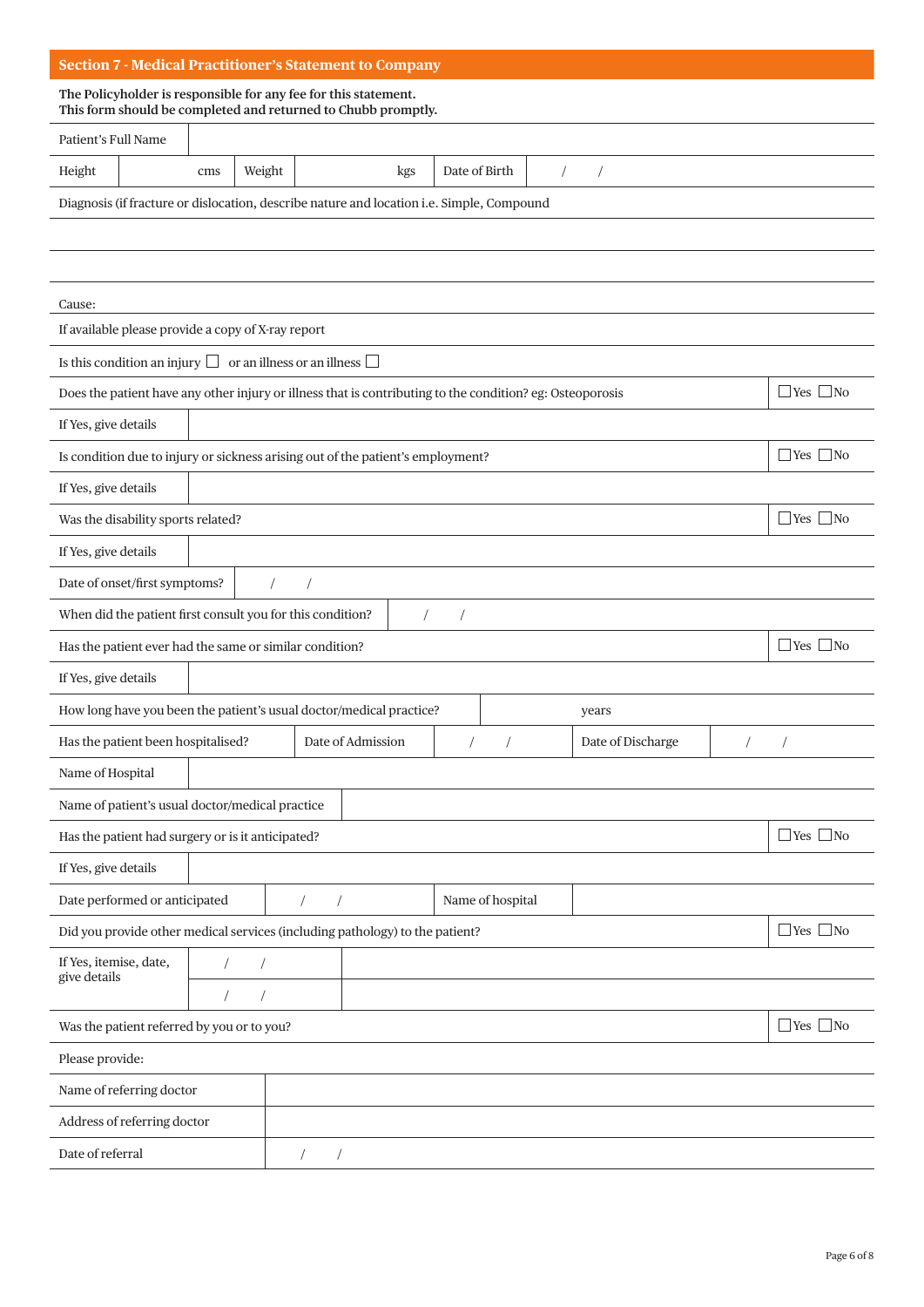## Section 7 - Medical Practitioner's Statement to Company

**The Policyholder is responsible for any fee for this statement.**
**This form should be completed and returned to Chubb promptly.**

| Patient's Full Name | | | | | |
|---|---|---|---|---|---|
| Height | cms | Weight | kgs | Date of Birth | / / |

Diagnosis (if fracture or dislocation, describe nature and location i.e. Simple, Compound

Cause:

If available please provide a copy of X-ray report

Is this condition an injury ☐ or an illness or an illness ☐

| | |
|---|---|
| Does the patient have any other injury or illness that is contributing to the condition? eg: Osteoporosis | ☐Yes ☐No |
| If Yes, give details | |
| Is condition due to injury or sickness arising out of the patient's employment? | ☐Yes ☐No |
| If Yes, give details | |
| Was the disability sports related? | ☐Yes ☐No |
| If Yes, give details | |
| Date of onset/first symptoms? | / / |
| When did the patient first consult you for this condition? | / / |
| Has the patient ever had the same or similar condition? | ☐Yes ☐No |
| If Yes, give details | |
| How long have you been the patient's usual doctor/medical practice? | years |

| | | | | |
|---|---|---|---|---|
| Has the patient been hospitalised? | Date of Admission | / / | Date of Discharge | / / |
| Name of Hospital | | | | |
| Name of patient's usual doctor/medical practice | | | | |

| | |
|---|---|
| Has the patient had surgery or is it anticipated? | ☐Yes ☐No |
| If Yes, give details | |

| | | | |
|---|---|---|---|
| Date performed or anticipated | / / | Name of hospital | |

| | | |
|---|---|---|
| Did you provide other medical services (including pathology) to the patient? | | ☐Yes ☐No |
| If Yes, itemise, date, give details | / / | |
| | / / | |
| Was the patient referred by you or to you? | | ☐Yes ☐No |

Please provide:

| | |
|---|---|
| Name of referring doctor | |
| Address of referring doctor | |
| Date of referral | / / |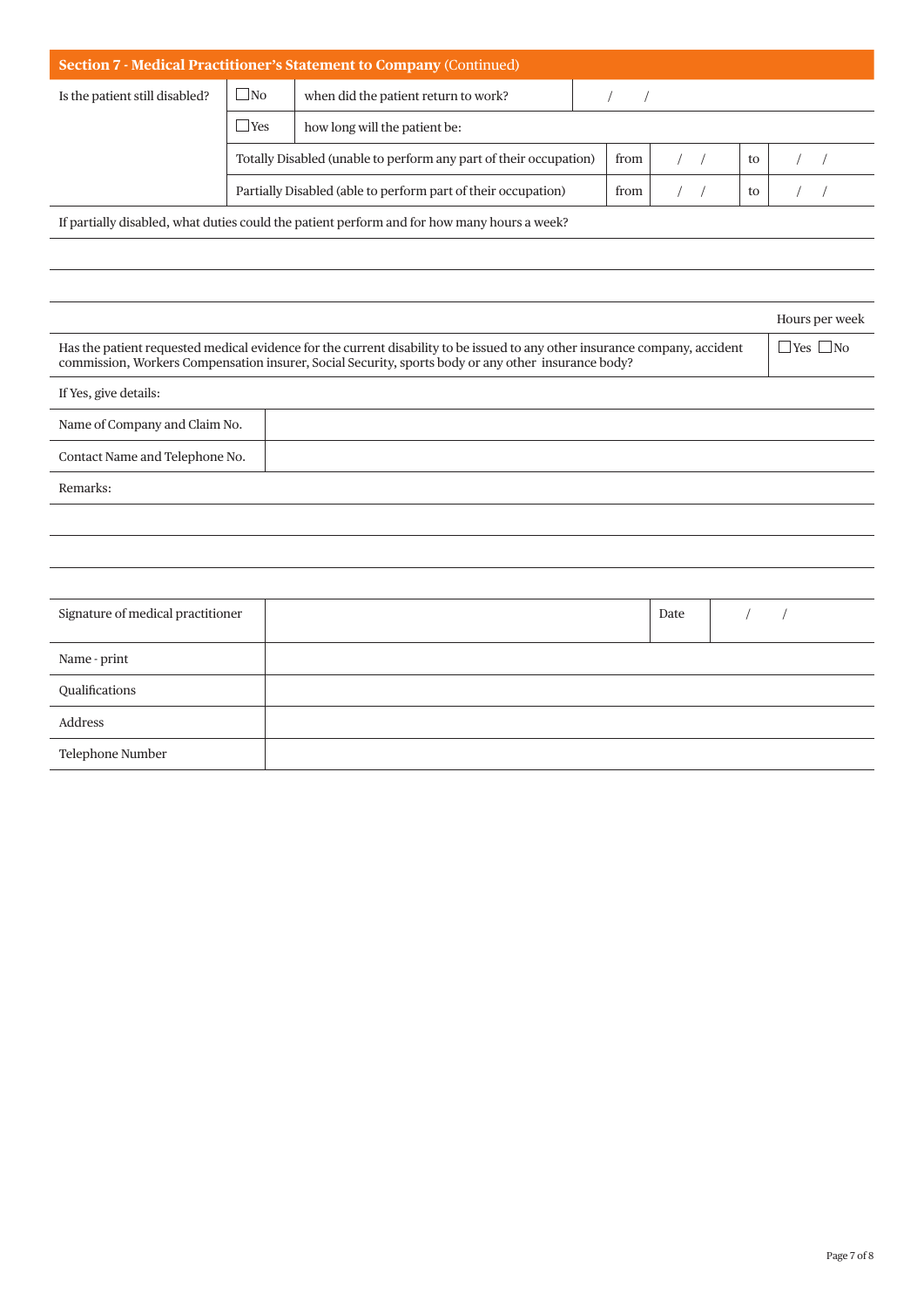## Section 7 - Medical Practitioner's Statement to Company (Continued)

| Is the patient still disabled? | ☐No | when did the patient return to work? | / / | | | |
|---|---|---|---|---|---|---|
| | ☐Yes | how long will the patient be: | | | | |
| | Totally Disabled (unable to perform any part of their occupation) | | from | / / | to | / / |
| | Partially Disabled (able to perform part of their occupation) | | from | / / | to | / / |

If partially disabled, what duties could the patient perform and for how many hours a week?

Hours per week

| Has the patient requested medical evidence for the current disability to be issued to any other insurance company, accident commission, Workers Compensation insurer, Social Security, sports body or any other insurance body? | ☐Yes ☐No |
|---|---|

If Yes, give details:

| Name of Company and Claim No. | |
|---|---|
| Contact Name and Telephone No. | |

Remarks:

| Signature of medical practitioner | | Date | / / |
|---|---|---|---|
| Name - print | | | |
| Qualifications | | | |
| Address | | | |
| Telephone Number | | | |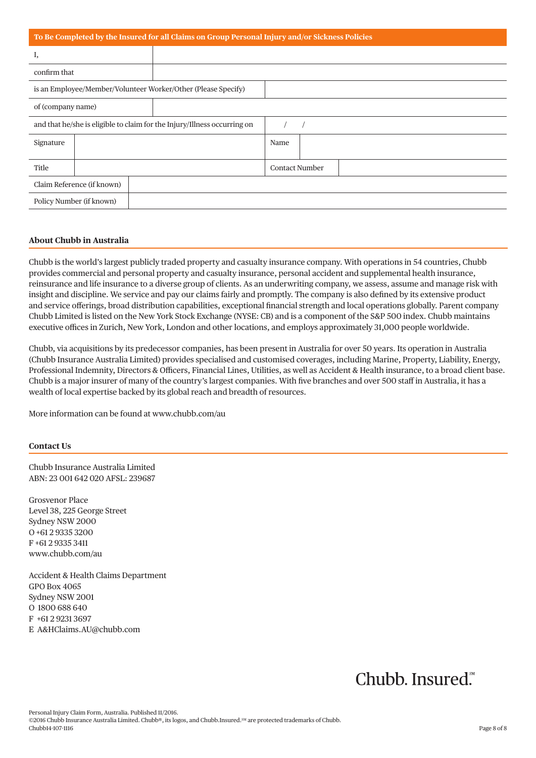| To Be Completed by the Insured for all Claims on Group Personal Injury and/or Sickness Policies | | | |
|---|---|---|---|
| I, | | | |
| confirm that | | | |
| is an Employee/Member/Volunteer Worker/Other (Please Specify) | | | |
| of (company name) | | | |
| and that he/she is eligible to claim for the Injury/Illness occurring on | / / | | |
| Signature | | Name | |
| Title | | Contact Number | |
| Claim Reference (if known) | | | |
| Policy Number (if known) | | | |

## About Chubb in Australia

Chubb is the world's largest publicly traded property and casualty insurance company. With operations in 54 countries, Chubb provides commercial and personal property and casualty insurance, personal accident and supplemental health insurance, reinsurance and life insurance to a diverse group of clients. As an underwriting company, we assess, assume and manage risk with insight and discipline. We service and pay our claims fairly and promptly. The company is also defined by its extensive product and service offerings, broad distribution capabilities, exceptional financial strength and local operations globally. Parent company Chubb Limited is listed on the New York Stock Exchange (NYSE: CB) and is a component of the S&P 500 index. Chubb maintains executive offices in Zurich, New York, London and other locations, and employs approximately 31,000 people worldwide.

Chubb, via acquisitions by its predecessor companies, has been present in Australia for over 50 years. Its operation in Australia (Chubb Insurance Australia Limited) provides specialised and customised coverages, including Marine, Property, Liability, Energy, Professional Indemnity, Directors & Officers, Financial Lines, Utilities, as well as Accident & Health insurance, to a broad client base. Chubb is a major insurer of many of the country's largest companies. With five branches and over 500 staff in Australia, it has a wealth of local expertise backed by its global reach and breadth of resources.

More information can be found at www.chubb.com/au

## Contact Us

Chubb Insurance Australia Limited
ABN: 23 001 642 020 AFSL: 239687

Grosvenor Place
Level 38, 225 George Street
Sydney NSW 2000
O +61 2 9335 3200
F +61 2 9335 3411
www.chubb.com/au

Accident & Health Claims Department
GPO Box 4065
Sydney NSW 2001
O 1800 688 640
F +61 2 9231 3697
E A&HClaims.AU@chubb.com

Chubb. Insured.℠

Personal Injury Claim Form, Australia. Published 11/2016.
©2016 Chubb Insurance Australia Limited. Chubb®, its logos, and Chubb.Insured.℠ are protected trademarks of Chubb.
Chubb14-107-1116